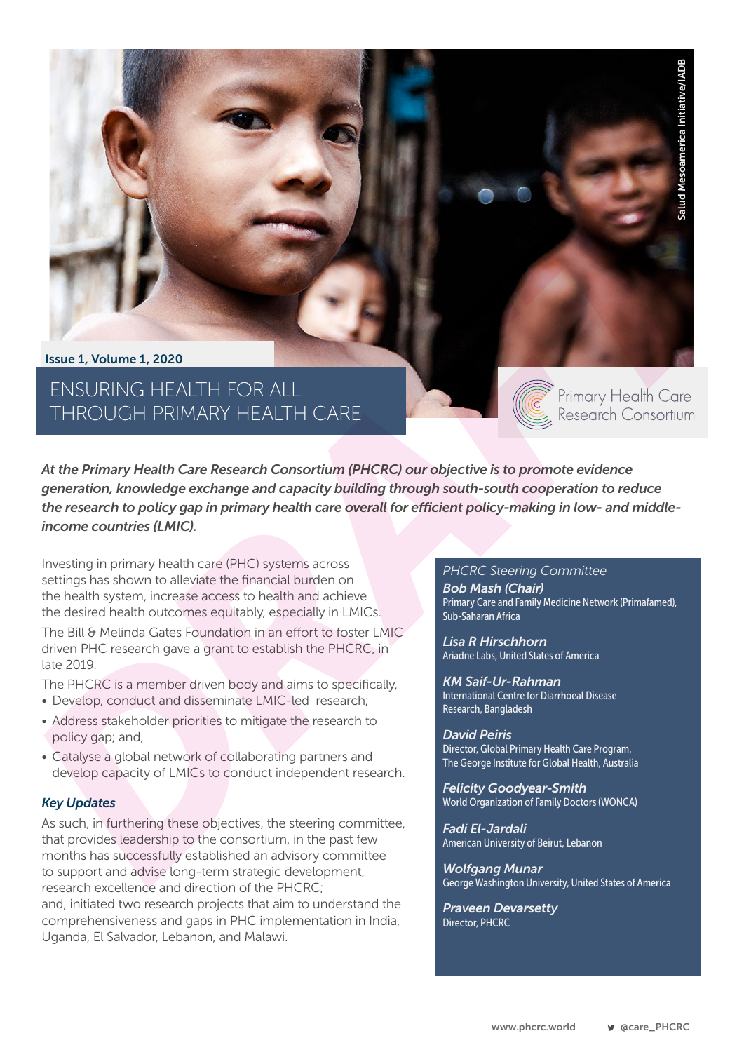Salud Mesoamerica Initiative/IADB

Issue 1, Volume 1, 2020

# ENSURING HEALTH FOR ALL THROUGH PRIMARY HEALTH CARE

Primary Health Care Research Consortium

***At the Primary Health Care Research Consortium (PHCRC) our objective is to promote evidence generation, knowledge exchange and capacity building through south-south cooperation to reduce the research to policy gap in primary health care overall for efficient policy-making in low- and middle-income countries (LMIC).***

Investing in primary health care (PHC) systems across settings has shown to alleviate the financial burden on the health system, increase access to health and achieve the desired health outcomes equitably, especially in LMICs.

The Bill & Melinda Gates Foundation in an effort to foster LMIC driven PHC research gave a grant to establish the PHCRC, in late 2019.

The PHCRC is a member driven body and aims to specifically,

- Develop, conduct and disseminate LMIC-led research;
- Address stakeholder priorities to mitigate the research to policy gap; and,
- Catalyse a global network of collaborating partners and develop capacity of LMICs to conduct independent research.

### *Key Updates*

As such, in furthering these objectives, the steering committee, that provides leadership to the consortium, in the past few months has successfully established an advisory committee to support and advise long-term strategic development, research excellence and direction of the PHCRC;
and, initiated two research projects that aim to understand the comprehensiveness and gaps in PHC implementation in India, Uganda, El Salvador, Lebanon, and Malawi.

*PHCRC Steering Committee*

***Bob Mash (Chair)***
Primary Care and Family Medicine Network (Primafamed), Sub-Saharan Africa

***Lisa R Hirschhorn***
Ariadne Labs, United States of America

***KM Saif-Ur-Rahman***
International Centre for Diarrhoeal Disease Research, Bangladesh

***David Peiris***
Director, Global Primary Health Care Program, The George Institute for Global Health, Australia

***Felicity Goodyear-Smith***
World Organization of Family Doctors (WONCA)

***Fadi El-Jardali***
American University of Beirut, Lebanon

***Wolfgang Munar***
George Washington University, United States of America

***Praveen Devarsetty***
Director, PHCRC

www.phcrc.world @care_PHCRC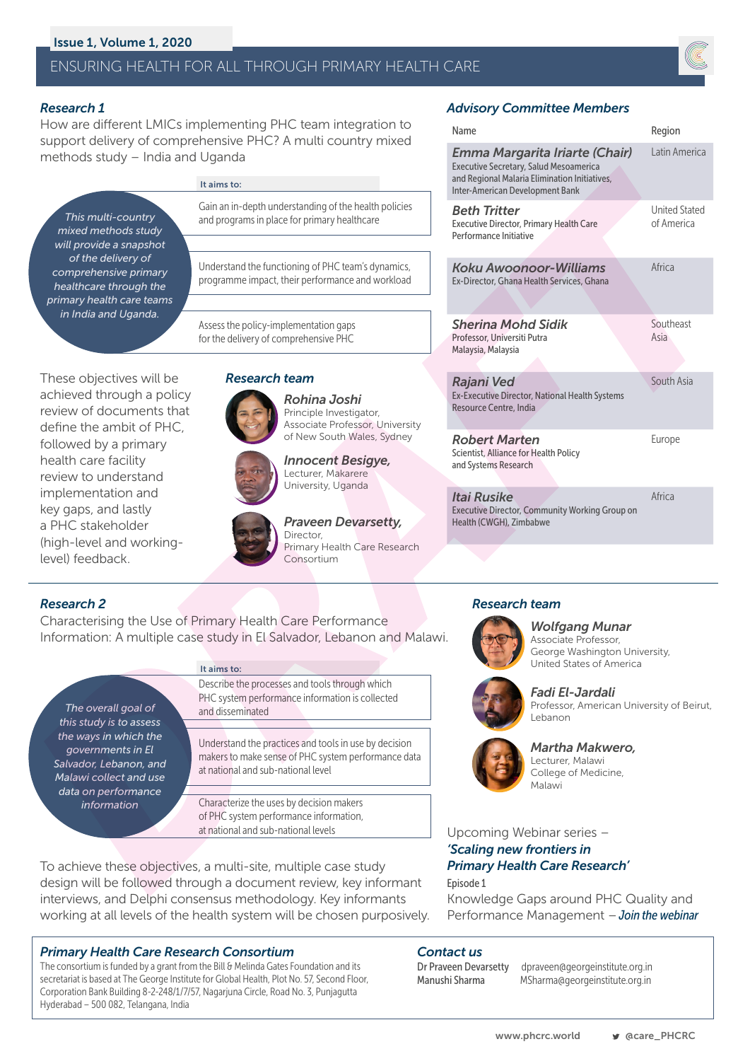Issue 1, Volume 1, 2020

ENSURING HEALTH FOR ALL THROUGH PRIMARY HEALTH CARE

## *Research 1*

How are different LMICs implementing PHC team integration to support delivery of comprehensive PHC? A multi country mixed methods study – India and Uganda

*This multi-country mixed methods study will provide a snapshot of the delivery of comprehensive primary healthcare through the primary health care teams in India and Uganda.*

It aims to:

- Gain an in-depth understanding of the health policies and programs in place for primary healthcare
- Understand the functioning of PHC team's dynamics, programme impact, their performance and workload
- Assess the policy-implementation gaps for the delivery of comprehensive PHC

These objectives will be achieved through a policy review of documents that define the ambit of PHC, followed by a primary health care facility review to understand implementation and key gaps, and lastly a PHC stakeholder (high-level and working-level) feedback.

### *Research team*

***Rohina Joshi***
Principle Investigator, Associate Professor, University of New South Wales, Sydney

***Innocent Besigye,***
Lecturer, Makarere University, Uganda

***Praveen Devarsetty,***
Director, Primary Health Care Research Consortium

## *Advisory Committee Members*

| Name | Region |
|---|---|
| ***Emma Margarita Iriarte (Chair)*** Executive Secretary, Salud Mesoamerica and Regional Malaria Elimination Initiatives, Inter-American Development Bank | Latin America |
| ***Beth Tritter*** Executive Director, Primary Health Care Performance Initiative | United Stated of America |
| ***Koku Awoonoor-Williams*** Ex-Director, Ghana Health Services, Ghana | Africa |
| ***Sherina Mohd Sidik*** Professor, Universiti Putra Malaysia, Malaysia | Southeast Asia |
| ***Rajani Ved*** Ex-Executive Director, National Health Systems Resource Centre, India | South Asia |
| ***Robert Marten*** Scientist, Alliance for Health Policy and Systems Research | Europe |
| ***Itai Rusike*** Executive Director, Community Working Group on Health (CWGH), Zimbabwe | Africa |

## *Research 2*

Characterising the Use of Primary Health Care Performance Information: A multiple case study in El Salvador, Lebanon and Malawi.

*The overall goal of this study is to assess the ways in which the governments in El Salvador, Lebanon, and Malawi collect and use data on performance information*

It aims to:

- Describe the processes and tools through which PHC system performance information is collected and disseminated
- Understand the practices and tools in use by decision makers to make sense of PHC system performance data at national and sub-national level
- Characterize the uses by decision makers of PHC system performance information, at national and sub-national levels

To achieve these objectives, a multi-site, multiple case study design will be followed through a document review, key informant interviews, and Delphi consensus methodology. Key informants working at all levels of the health system will be chosen purposively.

### *Research team*

***Wolfgang Munar***
Associate Professor, George Washington University, United States of America

***Fadi El-Jardali***
Professor, American University of Beirut, Lebanon

***Martha Makwero,***
Lecturer, Malawi College of Medicine, Malawi

Upcoming Webinar series – ***'Scaling new frontiers in Primary Health Care Research'***

Episode 1

Knowledge Gaps around PHC Quality and Performance Management – *Join the webinar*

## *Primary Health Care Research Consortium*

The consortium is funded by a grant from the Bill & Melinda Gates Foundation and its secretariat is based at The George Institute for Global Health, Plot No. 57, Second Floor, Corporation Bank Building 8-2-248/1/7/57, Nagarjuna Circle, Road No. 3, Punjagutta Hyderabad – 500 082, Telangana, India

## *Contact us*

Dr Praveen Devarsetty dpraveen@georgeinstitute.org.in
Manushi Sharma MSharma@georgeinstitute.org.in

www.phcrc.world @care_PHCRC